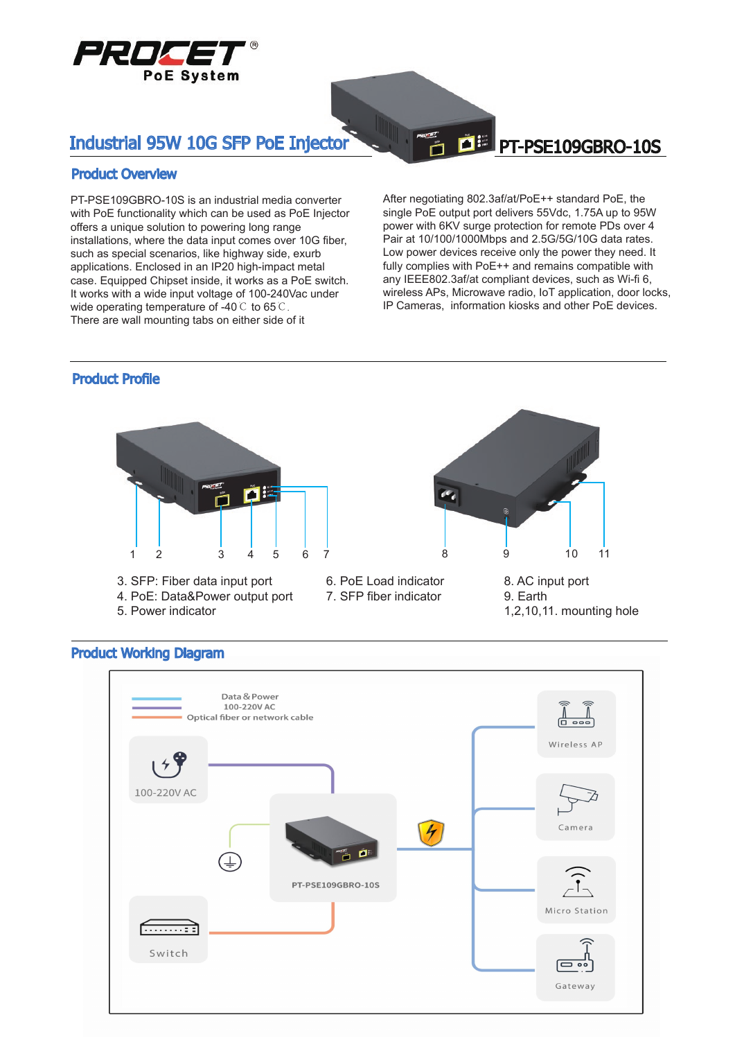# Industrial 95W 10G SFP PoE Injector

PT-PSE109GBRO-10S

## Product Overview

PT-PSE109GBRO-10S is an industrial media converter with PoE functionality which can be used as PoE Injector offers a unique solution to powering long range installations, where the data input comes over 10G fiber, such as special scenarios, like highway side, exurb applications. Enclosed in an IP20 high-impact metal case. Equipped Chipset inside, it works as a PoE switch. It works with a wide input voltage of 100-240Vac under wide operating temperature of -40℃ to 65℃.
There are wall mounting tabs on either side of it

After negotiating 802.3af/at/PoE++ standard PoE, the single PoE output port delivers 55Vdc, 1.75A up to 95W power with 6KV surge protection for remote PDs over 4 Pair at 10/100/1000Mbps and 2.5G/5G/10G data rates. Low power devices receive only the power they need. It fully complies with PoE++ and remains compatible with any IEEE802.3af/at compliant devices, such as Wi-fi 6, wireless APs, Microwave radio, IoT application, door locks, IP Cameras, information kiosks and other PoE devices.

## Product Profile

3. SFP: Fiber data input port
4. PoE: Data&Power output port
5. Power indicator
6. PoE Load indicator
7. SFP fiber indicator
8. AC input port
9. Earth

1,2,10,11. mounting hole

## Product Working Diagram

Data & Power
100-220V AC
Optical fiber or network cable

100-220V AC

Switch

PT-PSE109GBRO-10S

Wireless AP

Camera

Micro Station

Gateway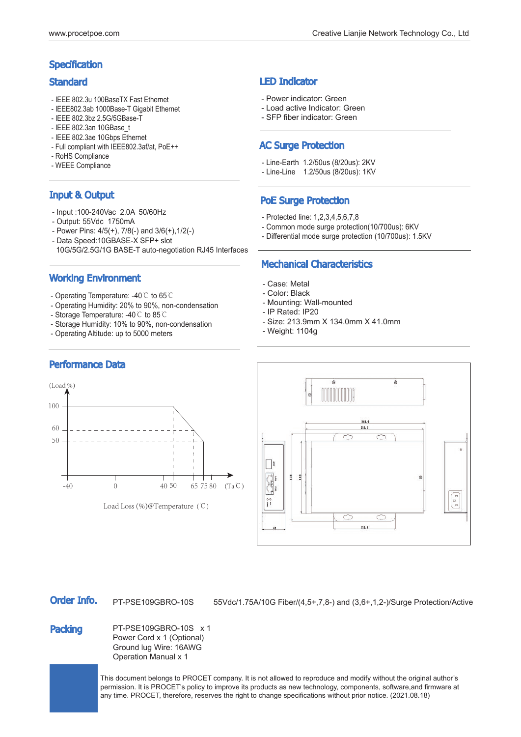# Specification

## Standard

- IEEE 802.3u 100BaseTX Fast Ethernet
- IEEE802.3ab 1000Base-T Gigabit Ethernet
- IEEE 802.3bz 2.5G/5GBase-T
- IEEE 802.3an 10GBase_t
- IEEE 802.3ae 10Gbps Ethernet
- Full compliant with IEEE802.3af/at, PoE++
- RoHS Compliance
- WEEE Compliance

## Input & Output

- Input :100-240Vac 2.0A 50/60Hz
- Output: 55Vdc 1750mA
- Power Pins: 4/5(+), 7/8(-) and 3/6(+),1/2(-)
- Data Speed:10GBASE-X SFP+ slot
  10G/5G/2.5G/1G BASE-T auto-negotiation RJ45 Interfaces

## Working Environment

- Operating Temperature: -40℃ to 65℃
- Operating Humidity: 20% to 90%, non-condensation
- Storage Temperature: -40℃ to 85℃
- Storage Humidity: 10% to 90%, non-condensation
- Operating Altitude: up to 5000 meters

## LED Indicator

- Power indicator: Green
- Load active Indicator: Green
- SFP fiber indicator: Green

## AC Surge Protection

- Line-Earth 1.2/50us (8/20us): 2KV
- Line-Line 1.2/50us (8/20us): 1KV

## PoE Surge Protection

- Protected line: 1,2,3,4,5,6,7,8
- Common mode surge protection(10/700us): 6KV
- Differential mode surge protection (10/700us): 1.5KV

## Mechanical Characteristics

- Case: Metal
- Color: Black
- Mounting: Wall-mounted
- IP Rated: IP20
- Size: 213.9mm X 134.0mm X 41.0mm
- Weight: 1104g

## Performance Data

(Load %)
100
60
50
-40 0 40 50 65 75 80 (Ta C)

Load Loss (%)@Temperature (C)

213.9
206.5
134
110
41
116.5

## Order Info.

PT-PSE109GBRO-10S 55Vdc/1.75A/10G Fiber/(4,5+,7,8-) and (3,6+,1,2-)/Surge Protection/Active

## Packing

PT-PSE109GBRO-10S x 1
Power Cord x 1 (Optional)
Ground lug Wire: 16AWG
Operation Manual x 1

This document belongs to PROCET company. It is not allowed to reproduce and modify without the original author's permission. It is PROCET's policy to improve its products as new technology, components, software,and firmware at any time. PROCET, therefore, reserves the right to change specifications without prior notice. (2021.08.18)